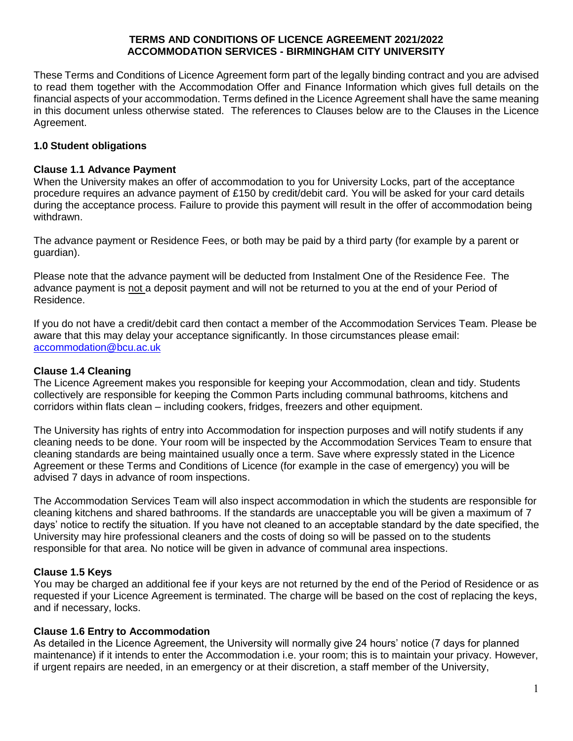**TERMS AND CONDITIONS OF LICENCE AGREEMENT 2021/2022**
**ACCOMMODATION SERVICES - BIRMINGHAM CITY UNIVERSITY**

These Terms and Conditions of Licence Agreement form part of the legally binding contract and you are advised to read them together with the Accommodation Offer and Finance Information which gives full details on the financial aspects of your accommodation. Terms defined in the Licence Agreement shall have the same meaning in this document unless otherwise stated. The references to Clauses below are to the Clauses in the Licence Agreement.

## 1.0 Student obligations

### Clause 1.1 Advance Payment

When the University makes an offer of accommodation to you for University Locks, part of the acceptance procedure requires an advance payment of £150 by credit/debit card. You will be asked for your card details during the acceptance process. Failure to provide this payment will result in the offer of accommodation being withdrawn.

The advance payment or Residence Fees, or both may be paid by a third party (for example by a parent or guardian).

Please note that the advance payment will be deducted from Instalment One of the Residence Fee. The advance payment is not a deposit payment and will not be returned to you at the end of your Period of Residence.

If you do not have a credit/debit card then contact a member of the Accommodation Services Team. Please be aware that this may delay your acceptance significantly. In those circumstances please email: accommodation@bcu.ac.uk

### Clause 1.4 Cleaning

The Licence Agreement makes you responsible for keeping your Accommodation, clean and tidy. Students collectively are responsible for keeping the Common Parts including communal bathrooms, kitchens and corridors within flats clean – including cookers, fridges, freezers and other equipment.

The University has rights of entry into Accommodation for inspection purposes and will notify students if any cleaning needs to be done. Your room will be inspected by the Accommodation Services Team to ensure that cleaning standards are being maintained usually once a term. Save where expressly stated in the Licence Agreement or these Terms and Conditions of Licence (for example in the case of emergency) you will be advised 7 days in advance of room inspections.

The Accommodation Services Team will also inspect accommodation in which the students are responsible for cleaning kitchens and shared bathrooms. If the standards are unacceptable you will be given a maximum of 7 days' notice to rectify the situation. If you have not cleaned to an acceptable standard by the date specified, the University may hire professional cleaners and the costs of doing so will be passed on to the students responsible for that area. No notice will be given in advance of communal area inspections.

### Clause 1.5 Keys

You may be charged an additional fee if your keys are not returned by the end of the Period of Residence or as requested if your Licence Agreement is terminated. The charge will be based on the cost of replacing the keys, and if necessary, locks.

### Clause 1.6 Entry to Accommodation

As detailed in the Licence Agreement, the University will normally give 24 hours' notice (7 days for planned maintenance) if it intends to enter the Accommodation i.e. your room; this is to maintain your privacy. However, if urgent repairs are needed, in an emergency or at their discretion, a staff member of the University,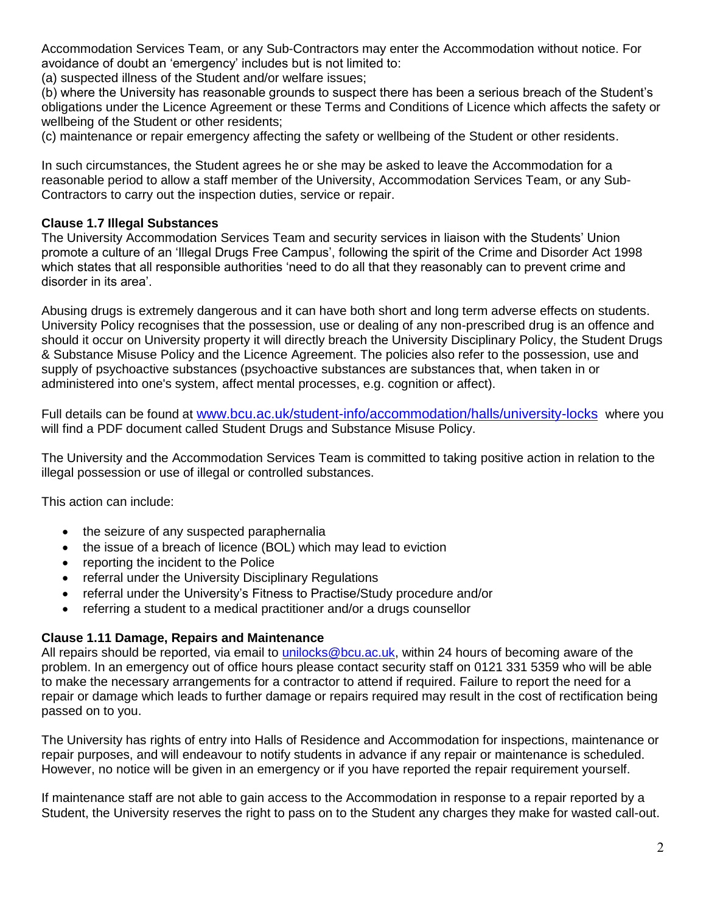Accommodation Services Team, or any Sub-Contractors may enter the Accommodation without notice. For avoidance of doubt an 'emergency' includes but is not limited to:
(a) suspected illness of the Student and/or welfare issues;
(b) where the University has reasonable grounds to suspect there has been a serious breach of the Student's obligations under the Licence Agreement or these Terms and Conditions of Licence which affects the safety or wellbeing of the Student or other residents;
(c) maintenance or repair emergency affecting the safety or wellbeing of the Student or other residents.

In such circumstances, the Student agrees he or she may be asked to leave the Accommodation for a reasonable period to allow a staff member of the University, Accommodation Services Team, or any Sub-Contractors to carry out the inspection duties, service or repair.

**Clause 1.7 Illegal Substances**
The University Accommodation Services Team and security services in liaison with the Students' Union promote a culture of an 'Illegal Drugs Free Campus', following the spirit of the Crime and Disorder Act 1998 which states that all responsible authorities 'need to do all that they reasonably can to prevent crime and disorder in its area'.

Abusing drugs is extremely dangerous and it can have both short and long term adverse effects on students. University Policy recognises that the possession, use or dealing of any non-prescribed drug is an offence and should it occur on University property it will directly breach the University Disciplinary Policy, the Student Drugs & Substance Misuse Policy and the Licence Agreement. The policies also refer to the possession, use and supply of psychoactive substances (psychoactive substances are substances that, when taken in or administered into one's system, affect mental processes, e.g. cognition or affect).

Full details can be found at www.bcu.ac.uk/student-info/accommodation/halls/university-locks where you will find a PDF document called Student Drugs and Substance Misuse Policy.

The University and the Accommodation Services Team is committed to taking positive action in relation to the illegal possession or use of illegal or controlled substances.

This action can include:

- the seizure of any suspected paraphernalia
- the issue of a breach of licence (BOL) which may lead to eviction
- reporting the incident to the Police
- referral under the University Disciplinary Regulations
- referral under the University's Fitness to Practise/Study procedure and/or
- referring a student to a medical practitioner and/or a drugs counsellor

**Clause 1.11 Damage, Repairs and Maintenance**
All repairs should be reported, via email to unilocks@bcu.ac.uk, within 24 hours of becoming aware of the problem. In an emergency out of office hours please contact security staff on 0121 331 5359 who will be able to make the necessary arrangements for a contractor to attend if required. Failure to report the need for a repair or damage which leads to further damage or repairs required may result in the cost of rectification being passed on to you.

The University has rights of entry into Halls of Residence and Accommodation for inspections, maintenance or repair purposes, and will endeavour to notify students in advance if any repair or maintenance is scheduled. However, no notice will be given in an emergency or if you have reported the repair requirement yourself.

If maintenance staff are not able to gain access to the Accommodation in response to a repair reported by a Student, the University reserves the right to pass on to the Student any charges they make for wasted call-out.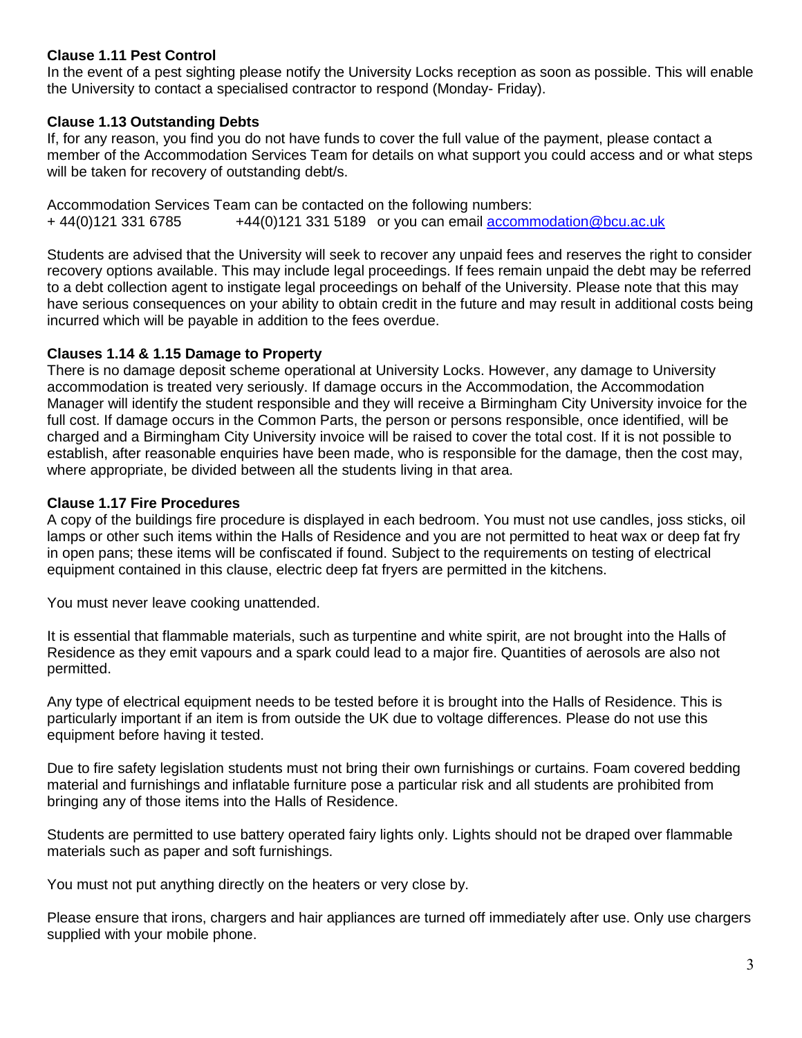**Clause 1.11 Pest Control**

In the event of a pest sighting please notify the University Locks reception as soon as possible. This will enable the University to contact a specialised contractor to respond (Monday- Friday).

**Clause 1.13 Outstanding Debts**

If, for any reason, you find you do not have funds to cover the full value of the payment, please contact a member of the Accommodation Services Team for details on what support you could access and or what steps will be taken for recovery of outstanding debt/s.

Accommodation Services Team can be contacted on the following numbers:
+ 44(0)121 331 6785 +44(0)121 331 5189 or you can email accommodation@bcu.ac.uk

Students are advised that the University will seek to recover any unpaid fees and reserves the right to consider recovery options available. This may include legal proceedings. If fees remain unpaid the debt may be referred to a debt collection agent to instigate legal proceedings on behalf of the University. Please note that this may have serious consequences on your ability to obtain credit in the future and may result in additional costs being incurred which will be payable in addition to the fees overdue.

**Clauses 1.14 & 1.15 Damage to Property**

There is no damage deposit scheme operational at University Locks. However, any damage to University accommodation is treated very seriously. If damage occurs in the Accommodation, the Accommodation Manager will identify the student responsible and they will receive a Birmingham City University invoice for the full cost. If damage occurs in the Common Parts, the person or persons responsible, once identified, will be charged and a Birmingham City University invoice will be raised to cover the total cost. If it is not possible to establish, after reasonable enquiries have been made, who is responsible for the damage, then the cost may, where appropriate, be divided between all the students living in that area.

**Clause 1.17 Fire Procedures**

A copy of the buildings fire procedure is displayed in each bedroom. You must not use candles, joss sticks, oil lamps or other such items within the Halls of Residence and you are not permitted to heat wax or deep fat fry in open pans; these items will be confiscated if found. Subject to the requirements on testing of electrical equipment contained in this clause, electric deep fat fryers are permitted in the kitchens.

You must never leave cooking unattended.

It is essential that flammable materials, such as turpentine and white spirit, are not brought into the Halls of Residence as they emit vapours and a spark could lead to a major fire. Quantities of aerosols are also not permitted.

Any type of electrical equipment needs to be tested before it is brought into the Halls of Residence. This is particularly important if an item is from outside the UK due to voltage differences. Please do not use this equipment before having it tested.

Due to fire safety legislation students must not bring their own furnishings or curtains. Foam covered bedding material and furnishings and inflatable furniture pose a particular risk and all students are prohibited from bringing any of those items into the Halls of Residence.

Students are permitted to use battery operated fairy lights only. Lights should not be draped over flammable materials such as paper and soft furnishings.

You must not put anything directly on the heaters or very close by.

Please ensure that irons, chargers and hair appliances are turned off immediately after use. Only use chargers supplied with your mobile phone.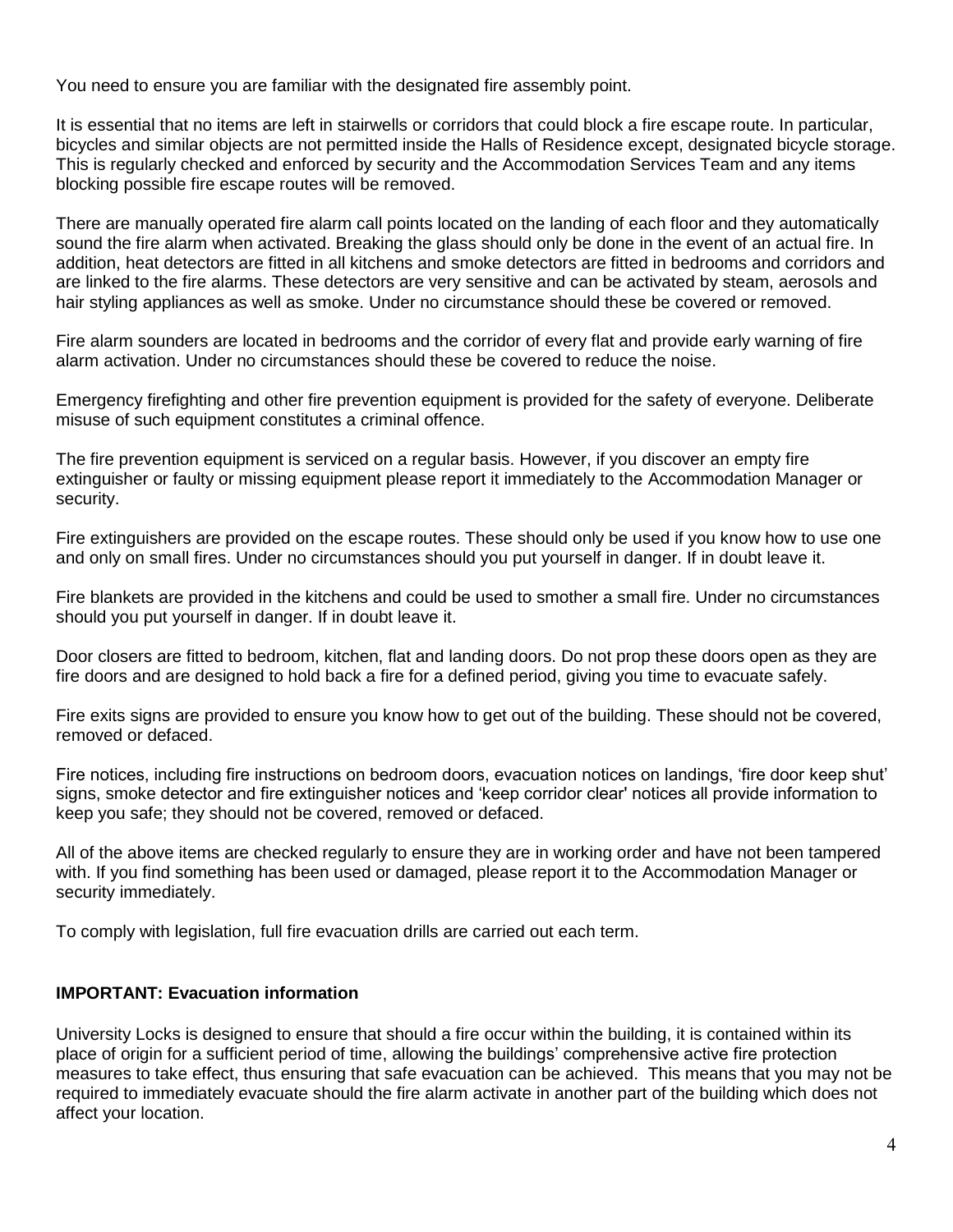You need to ensure you are familiar with the designated fire assembly point.

It is essential that no items are left in stairwells or corridors that could block a fire escape route. In particular, bicycles and similar objects are not permitted inside the Halls of Residence except, designated bicycle storage. This is regularly checked and enforced by security and the Accommodation Services Team and any items blocking possible fire escape routes will be removed.

There are manually operated fire alarm call points located on the landing of each floor and they automatically sound the fire alarm when activated. Breaking the glass should only be done in the event of an actual fire. In addition, heat detectors are fitted in all kitchens and smoke detectors are fitted in bedrooms and corridors and are linked to the fire alarms. These detectors are very sensitive and can be activated by steam, aerosols and hair styling appliances as well as smoke. Under no circumstance should these be covered or removed.

Fire alarm sounders are located in bedrooms and the corridor of every flat and provide early warning of fire alarm activation. Under no circumstances should these be covered to reduce the noise.

Emergency firefighting and other fire prevention equipment is provided for the safety of everyone. Deliberate misuse of such equipment constitutes a criminal offence.

The fire prevention equipment is serviced on a regular basis. However, if you discover an empty fire extinguisher or faulty or missing equipment please report it immediately to the Accommodation Manager or security.

Fire extinguishers are provided on the escape routes. These should only be used if you know how to use one and only on small fires. Under no circumstances should you put yourself in danger. If in doubt leave it.

Fire blankets are provided in the kitchens and could be used to smother a small fire. Under no circumstances should you put yourself in danger. If in doubt leave it.

Door closers are fitted to bedroom, kitchen, flat and landing doors. Do not prop these doors open as they are fire doors and are designed to hold back a fire for a defined period, giving you time to evacuate safely.

Fire exits signs are provided to ensure you know how to get out of the building. These should not be covered, removed or defaced.

Fire notices, including fire instructions on bedroom doors, evacuation notices on landings, 'fire door keep shut' signs, smoke detector and fire extinguisher notices and 'keep corridor clear' notices all provide information to keep you safe; they should not be covered, removed or defaced.

All of the above items are checked regularly to ensure they are in working order and have not been tampered with. If you find something has been used or damaged, please report it to the Accommodation Manager or security immediately.

To comply with legislation, full fire evacuation drills are carried out each term.

**IMPORTANT: Evacuation information**

University Locks is designed to ensure that should a fire occur within the building, it is contained within its place of origin for a sufficient period of time, allowing the buildings' comprehensive active fire protection measures to take effect, thus ensuring that safe evacuation can be achieved. This means that you may not be required to immediately evacuate should the fire alarm activate in another part of the building which does not affect your location.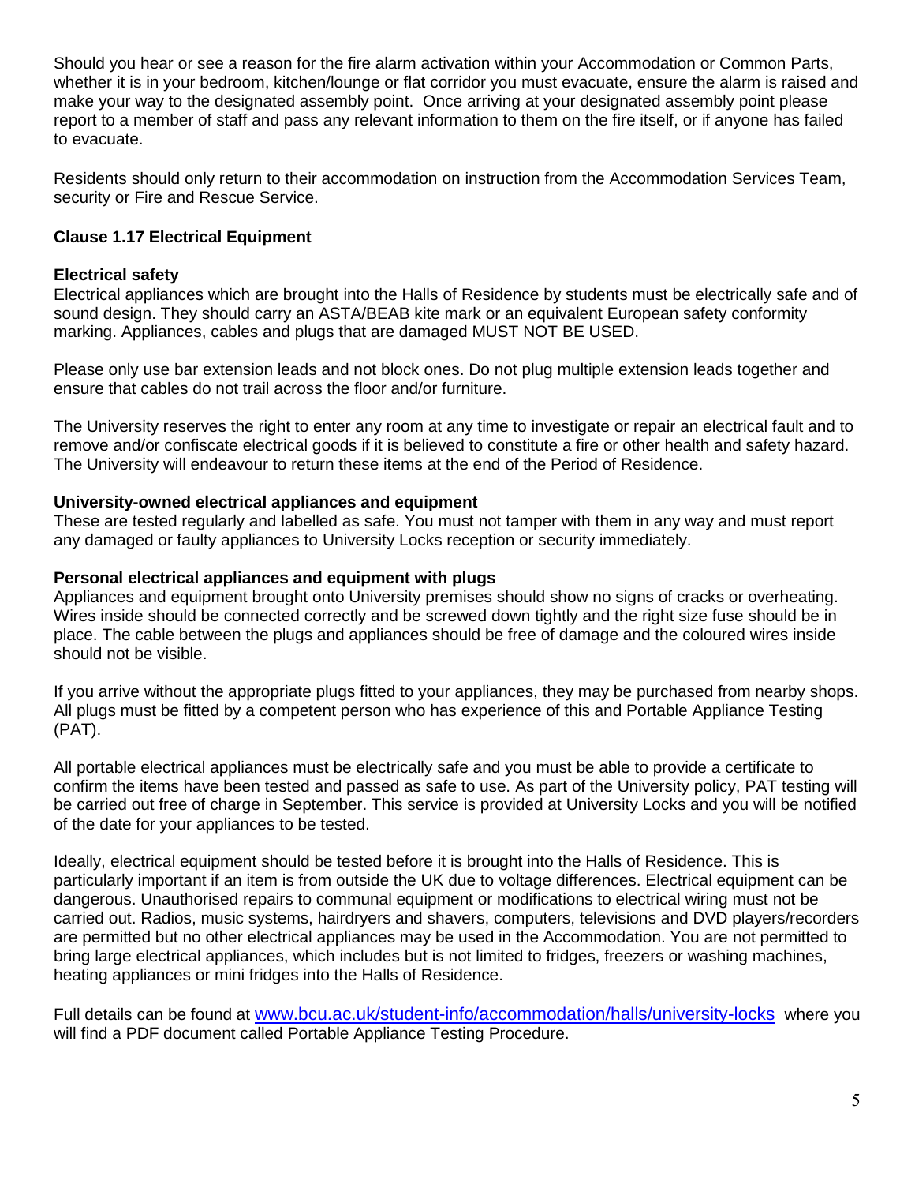Should you hear or see a reason for the fire alarm activation within your Accommodation or Common Parts, whether it is in your bedroom, kitchen/lounge or flat corridor you must evacuate, ensure the alarm is raised and make your way to the designated assembly point. Once arriving at your designated assembly point please report to a member of staff and pass any relevant information to them on the fire itself, or if anyone has failed to evacuate.

Residents should only return to their accommodation on instruction from the Accommodation Services Team, security or Fire and Rescue Service.

### Clause 1.17 Electrical Equipment

**Electrical safety**

Electrical appliances which are brought into the Halls of Residence by students must be electrically safe and of sound design. They should carry an ASTA/BEAB kite mark or an equivalent European safety conformity marking. Appliances, cables and plugs that are damaged MUST NOT BE USED.

Please only use bar extension leads and not block ones. Do not plug multiple extension leads together and ensure that cables do not trail across the floor and/or furniture.

The University reserves the right to enter any room at any time to investigate or repair an electrical fault and to remove and/or confiscate electrical goods if it is believed to constitute a fire or other health and safety hazard. The University will endeavour to return these items at the end of the Period of Residence.

**University-owned electrical appliances and equipment**

These are tested regularly and labelled as safe. You must not tamper with them in any way and must report any damaged or faulty appliances to University Locks reception or security immediately.

**Personal electrical appliances and equipment with plugs**

Appliances and equipment brought onto University premises should show no signs of cracks or overheating. Wires inside should be connected correctly and be screwed down tightly and the right size fuse should be in place. The cable between the plugs and appliances should be free of damage and the coloured wires inside should not be visible.

If you arrive without the appropriate plugs fitted to your appliances, they may be purchased from nearby shops. All plugs must be fitted by a competent person who has experience of this and Portable Appliance Testing (PAT).

All portable electrical appliances must be electrically safe and you must be able to provide a certificate to confirm the items have been tested and passed as safe to use. As part of the University policy, PAT testing will be carried out free of charge in September. This service is provided at University Locks and you will be notified of the date for your appliances to be tested.

Ideally, electrical equipment should be tested before it is brought into the Halls of Residence. This is particularly important if an item is from outside the UK due to voltage differences. Electrical equipment can be dangerous. Unauthorised repairs to communal equipment or modifications to electrical wiring must not be carried out. Radios, music systems, hairdryers and shavers, computers, televisions and DVD players/recorders are permitted but no other electrical appliances may be used in the Accommodation. You are not permitted to bring large electrical appliances, which includes but is not limited to fridges, freezers or washing machines, heating appliances or mini fridges into the Halls of Residence.

Full details can be found at [www.bcu.ac.uk/student-info/accommodation/halls/university-locks](http://www.bcu.ac.uk/student-info/accommodation/halls/university-locks) where you will find a PDF document called Portable Appliance Testing Procedure.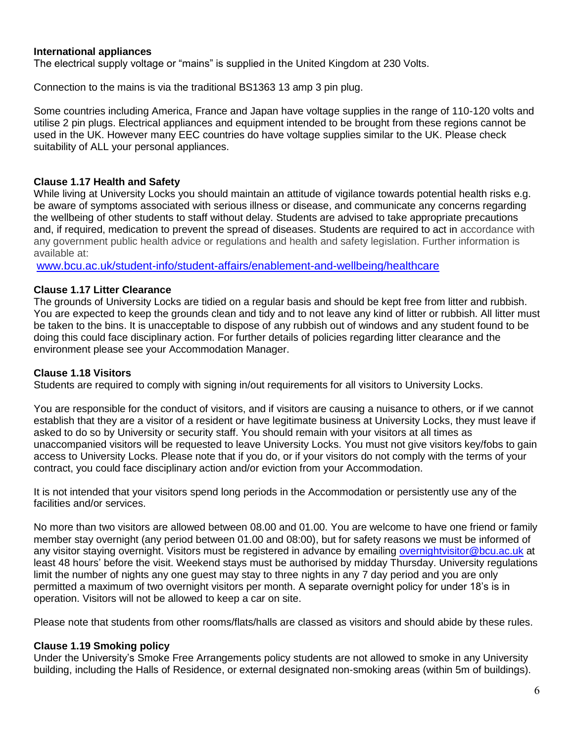**International appliances**

The electrical supply voltage or "mains" is supplied in the United Kingdom at 230 Volts.

Connection to the mains is via the traditional BS1363 13 amp 3 pin plug.

Some countries including America, France and Japan have voltage supplies in the range of 110-120 volts and utilise 2 pin plugs. Electrical appliances and equipment intended to be brought from these regions cannot be used in the UK. However many EEC countries do have voltage supplies similar to the UK. Please check suitability of ALL your personal appliances.

**Clause 1.17 Health and Safety**

While living at University Locks you should maintain an attitude of vigilance towards potential health risks e.g. be aware of symptoms associated with serious illness or disease, and communicate any concerns regarding the wellbeing of other students to staff without delay. Students are advised to take appropriate precautions and, if required, medication to prevent the spread of diseases. Students are required to act in accordance with any government public health advice or regulations and health and safety legislation. Further information is available at:

www.bcu.ac.uk/student-info/student-affairs/enablement-and-wellbeing/healthcare

**Clause 1.17 Litter Clearance**

The grounds of University Locks are tidied on a regular basis and should be kept free from litter and rubbish. You are expected to keep the grounds clean and tidy and to not leave any kind of litter or rubbish. All litter must be taken to the bins. It is unacceptable to dispose of any rubbish out of windows and any student found to be doing this could face disciplinary action. For further details of policies regarding litter clearance and the environment please see your Accommodation Manager.

**Clause 1.18 Visitors**

Students are required to comply with signing in/out requirements for all visitors to University Locks.

You are responsible for the conduct of visitors, and if visitors are causing a nuisance to others, or if we cannot establish that they are a visitor of a resident or have legitimate business at University Locks, they must leave if asked to do so by University or security staff. You should remain with your visitors at all times as unaccompanied visitors will be requested to leave University Locks. You must not give visitors key/fobs to gain access to University Locks. Please note that if you do, or if your visitors do not comply with the terms of your contract, you could face disciplinary action and/or eviction from your Accommodation.

It is not intended that your visitors spend long periods in the Accommodation or persistently use any of the facilities and/or services.

No more than two visitors are allowed between 08.00 and 01.00. You are welcome to have one friend or family member stay overnight (any period between 01.00 and 08:00), but for safety reasons we must be informed of any visitor staying overnight. Visitors must be registered in advance by emailing overnightvisitor@bcu.ac.uk at least 48 hours' before the visit. Weekend stays must be authorised by midday Thursday. University regulations limit the number of nights any one guest may stay to three nights in any 7 day period and you are only permitted a maximum of two overnight visitors per month. A separate overnight policy for under 18's is in operation. Visitors will not be allowed to keep a car on site.

Please note that students from other rooms/flats/halls are classed as visitors and should abide by these rules.

**Clause 1.19 Smoking policy**

Under the University's Smoke Free Arrangements policy students are not allowed to smoke in any University building, including the Halls of Residence, or external designated non-smoking areas (within 5m of buildings).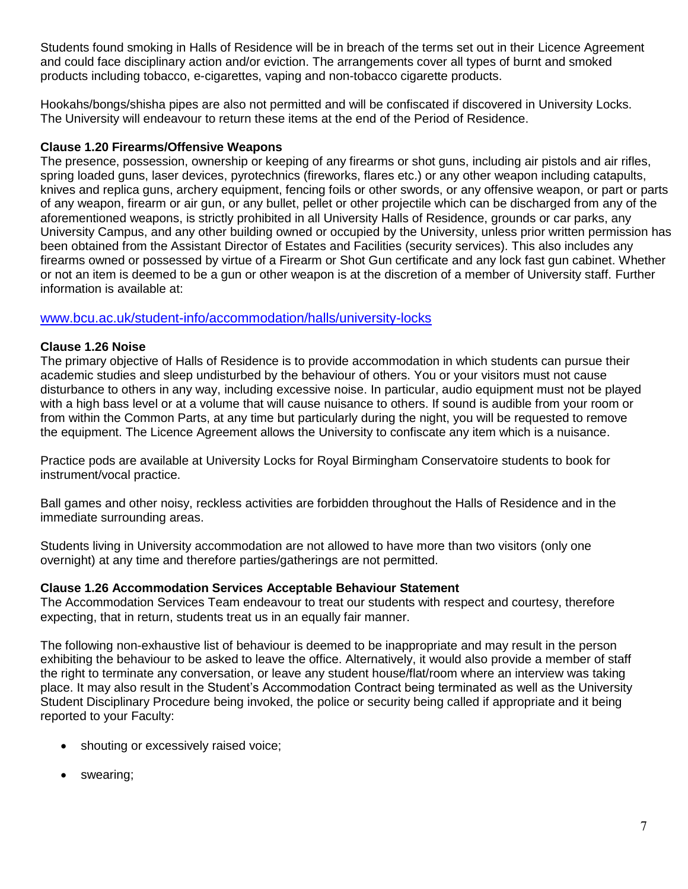Students found smoking in Halls of Residence will be in breach of the terms set out in their Licence Agreement and could face disciplinary action and/or eviction. The arrangements cover all types of burnt and smoked products including tobacco, e-cigarettes, vaping and non-tobacco cigarette products.

Hookahs/bongs/shisha pipes are also not permitted and will be confiscated if discovered in University Locks. The University will endeavour to return these items at the end of the Period of Residence.

**Clause 1.20 Firearms/Offensive Weapons**

The presence, possession, ownership or keeping of any firearms or shot guns, including air pistols and air rifles, spring loaded guns, laser devices, pyrotechnics (fireworks, flares etc.) or any other weapon including catapults, knives and replica guns, archery equipment, fencing foils or other swords, or any offensive weapon, or part or parts of any weapon, firearm or air gun, or any bullet, pellet or other projectile which can be discharged from any of the aforementioned weapons, is strictly prohibited in all University Halls of Residence, grounds or car parks, any University Campus, and any other building owned or occupied by the University, unless prior written permission has been obtained from the Assistant Director of Estates and Facilities (security services). This also includes any firearms owned or possessed by virtue of a Firearm or Shot Gun certificate and any lock fast gun cabinet. Whether or not an item is deemed to be a gun or other weapon is at the discretion of a member of University staff. Further information is available at:

[www.bcu.ac.uk/student-info/accommodation/halls/university-locks](http://www.bcu.ac.uk/student-info/accommodation/halls/university-locks)

**Clause 1.26 Noise**

The primary objective of Halls of Residence is to provide accommodation in which students can pursue their academic studies and sleep undisturbed by the behaviour of others. You or your visitors must not cause disturbance to others in any way, including excessive noise. In particular, audio equipment must not be played with a high bass level or at a volume that will cause nuisance to others. If sound is audible from your room or from within the Common Parts, at any time but particularly during the night, you will be requested to remove the equipment. The Licence Agreement allows the University to confiscate any item which is a nuisance.

Practice pods are available at University Locks for Royal Birmingham Conservatoire students to book for instrument/vocal practice.

Ball games and other noisy, reckless activities are forbidden throughout the Halls of Residence and in the immediate surrounding areas.

Students living in University accommodation are not allowed to have more than two visitors (only one overnight) at any time and therefore parties/gatherings are not permitted.

**Clause 1.26 Accommodation Services Acceptable Behaviour Statement**

The Accommodation Services Team endeavour to treat our students with respect and courtesy, therefore expecting, that in return, students treat us in an equally fair manner.

The following non-exhaustive list of behaviour is deemed to be inappropriate and may result in the person exhibiting the behaviour to be asked to leave the office. Alternatively, it would also provide a member of staff the right to terminate any conversation, or leave any student house/flat/room where an interview was taking place. It may also result in the Student's Accommodation Contract being terminated as well as the University Student Disciplinary Procedure being invoked, the police or security being called if appropriate and it being reported to your Faculty:

- shouting or excessively raised voice;
- swearing;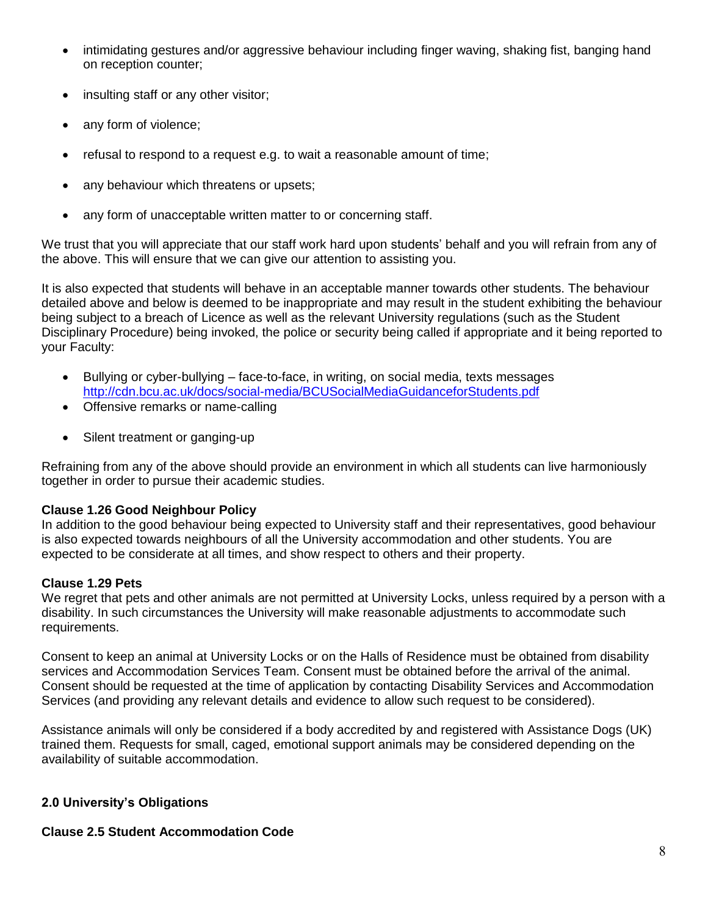- intimidating gestures and/or aggressive behaviour including finger waving, shaking fist, banging hand on reception counter;
- insulting staff or any other visitor;
- any form of violence;
- refusal to respond to a request e.g. to wait a reasonable amount of time;
- any behaviour which threatens or upsets;
- any form of unacceptable written matter to or concerning staff.

We trust that you will appreciate that our staff work hard upon students' behalf and you will refrain from any of the above. This will ensure that we can give our attention to assisting you.

It is also expected that students will behave in an acceptable manner towards other students. The behaviour detailed above and below is deemed to be inappropriate and may result in the student exhibiting the behaviour being subject to a breach of Licence as well as the relevant University regulations (such as the Student Disciplinary Procedure) being invoked, the police or security being called if appropriate and it being reported to your Faculty:

- Bullying or cyber-bullying – face-to-face, in writing, on social media, texts messages http://cdn.bcu.ac.uk/docs/social-media/BCUSocialMediaGuidanceforStudents.pdf
- Offensive remarks or name-calling
- Silent treatment or ganging-up

Refraining from any of the above should provide an environment in which all students can live harmoniously together in order to pursue their academic studies.

**Clause 1.26 Good Neighbour Policy**

In addition to the good behaviour being expected to University staff and their representatives, good behaviour is also expected towards neighbours of all the University accommodation and other students. You are expected to be considerate at all times, and show respect to others and their property.

**Clause 1.29 Pets**

We regret that pets and other animals are not permitted at University Locks, unless required by a person with a disability. In such circumstances the University will make reasonable adjustments to accommodate such requirements.

Consent to keep an animal at University Locks or on the Halls of Residence must be obtained from disability services and Accommodation Services Team. Consent must be obtained before the arrival of the animal. Consent should be requested at the time of application by contacting Disability Services and Accommodation Services (and providing any relevant details and evidence to allow such request to be considered).

Assistance animals will only be considered if a body accredited by and registered with Assistance Dogs (UK) trained them. Requests for small, caged, emotional support animals may be considered depending on the availability of suitable accommodation.

## 2.0 University's Obligations

**Clause 2.5 Student Accommodation Code**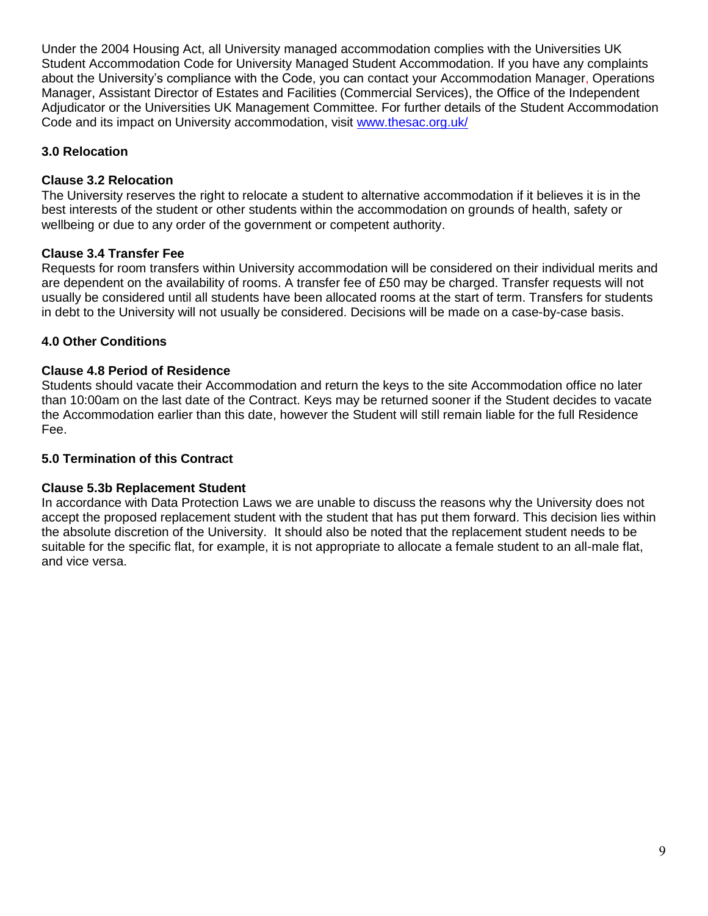Under the 2004 Housing Act, all University managed accommodation complies with the Universities UK Student Accommodation Code for University Managed Student Accommodation. If you have any complaints about the University's compliance with the Code, you can contact your Accommodation Manager, Operations Manager, Assistant Director of Estates and Facilities (Commercial Services), the Office of the Independent Adjudicator or the Universities UK Management Committee. For further details of the Student Accommodation Code and its impact on University accommodation, visit [www.thesac.org.uk/](http://www.thesac.org.uk/)

## 3.0 Relocation

### Clause 3.2 Relocation

The University reserves the right to relocate a student to alternative accommodation if it believes it is in the best interests of the student or other students within the accommodation on grounds of health, safety or wellbeing or due to any order of the government or competent authority.

### Clause 3.4 Transfer Fee

Requests for room transfers within University accommodation will be considered on their individual merits and are dependent on the availability of rooms. A transfer fee of £50 may be charged. Transfer requests will not usually be considered until all students have been allocated rooms at the start of term. Transfers for students in debt to the University will not usually be considered. Decisions will be made on a case-by-case basis.

## 4.0 Other Conditions

### Clause 4.8 Period of Residence

Students should vacate their Accommodation and return the keys to the site Accommodation office no later than 10:00am on the last date of the Contract. Keys may be returned sooner if the Student decides to vacate the Accommodation earlier than this date, however the Student will still remain liable for the full Residence Fee.

## 5.0 Termination of this Contract

### Clause 5.3b Replacement Student

In accordance with Data Protection Laws we are unable to discuss the reasons why the University does not accept the proposed replacement student with the student that has put them forward. This decision lies within the absolute discretion of the University. It should also be noted that the replacement student needs to be suitable for the specific flat, for example, it is not appropriate to allocate a female student to an all-male flat, and vice versa.